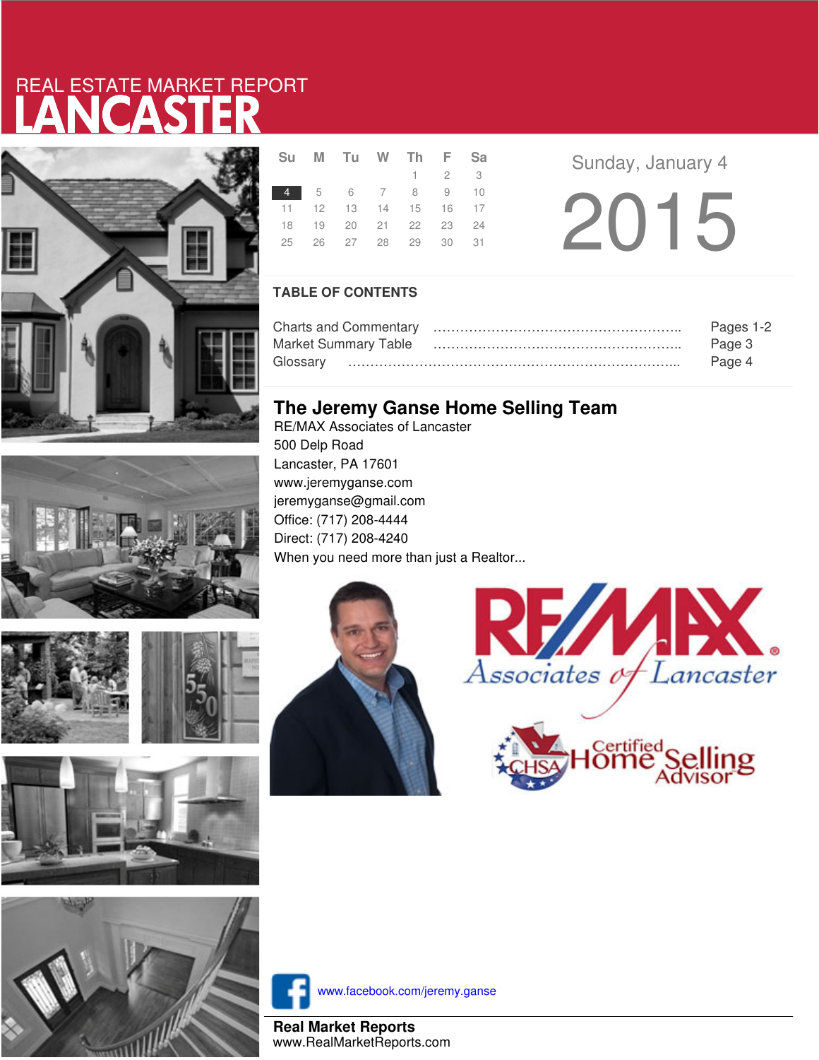# REAL ESTATE MARKET REPORT
# LANCASTER

| Su | M | Tu | W | Th | F | Sa |
|---|---|---|---|---|---|---|
| | | | | 1 | 2 | 3 |
| 4 | 5 | 6 | 7 | 8 | 9 | 10 |
| 11 | 12 | 13 | 14 | 15 | 16 | 17 |
| 18 | 19 | 20 | 21 | 22 | 23 | 24 |
| 25 | 26 | 27 | 28 | 29 | 30 | 31 |

Sunday, January 4

2015

## TABLE OF CONTENTS

Charts and Commentary ………………………………………………….. Pages 1-2
Market Summary Table ………………………………………………….. Page 3
Glossary ………………………………………………………………….. Page 4

## The Jeremy Ganse Home Selling Team

RE/MAX Associates of Lancaster
500 Delp Road
Lancaster, PA 17601
www.jeremyganse.com
jeremyganse@gmail.com
Office: (717) 208-4444
Direct: (717) 208-4240
When you need more than just a Realtor...

RE/MAX Associates of Lancaster

CHSA Certified Home Selling Advisor

www.facebook.com/jeremy.ganse

**Real Market Reports**
www.RealMarketReports.com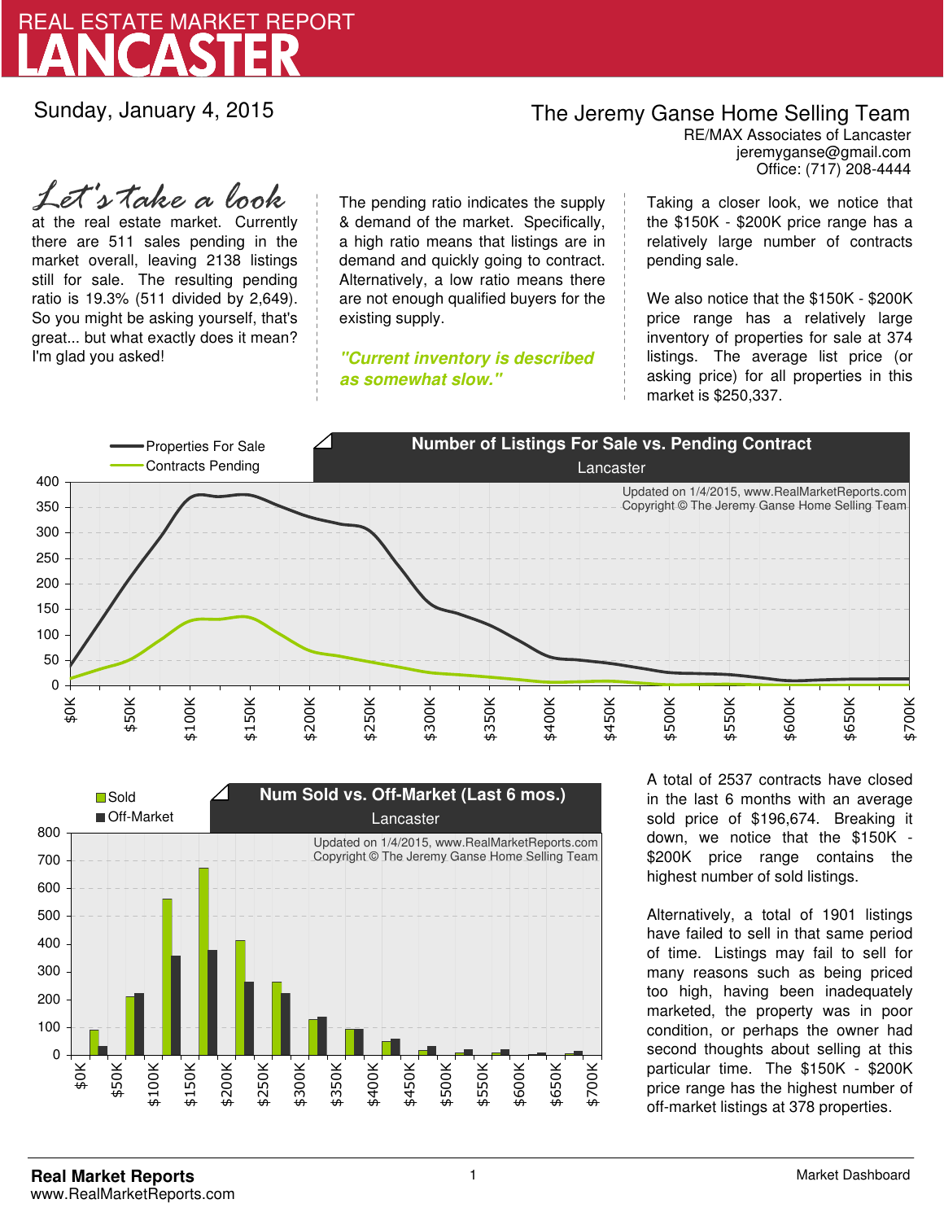# REAL ESTATE MARKET REPORT
# LANCASTER

Sunday, January 4, 2015

**The Jeremy Ganse Home Selling Team**
RE/MAX Associates of Lancaster
jeremyganse@gmail.com
Office: (717) 208-4444

*Let's take a look* at the real estate market. Currently there are 511 sales pending in the market overall, leaving 2138 listings still for sale. The resulting pending ratio is 19.3% (511 divided by 2,649). So you might be asking yourself, that's great... but what exactly does it mean? I'm glad you asked!

The pending ratio indicates the supply & demand of the market. Specifically, a high ratio means that listings are in demand and quickly going to contract. Alternatively, a low ratio means there are not enough qualified buyers for the existing supply.

***"Current inventory is described as somewhat slow."***

Taking a closer look, we notice that the $150K - $200K price range has a relatively large number of contracts pending sale.

We also notice that the $150K - $200K price range has a relatively large inventory of properties for sale at 374 listings. The average list price (or asking price) for all properties in this market is $250,337.

**Number of Listings For Sale vs. Pending Contract**
Lancaster

Updated on 1/4/2015, www.RealMarketReports.com
Copyright © The Jeremy Ganse Home Selling Team

**Num Sold vs. Off-Market (Last 6 mos.)**
Lancaster

Updated on 1/4/2015, www.RealMarketReports.com
Copyright © The Jeremy Ganse Home Selling Team

A total of 2537 contracts have closed in the last 6 months with an average sold price of $196,674. Breaking it down, we notice that the $150K - $200K price range contains the highest number of sold listings.

Alternatively, a total of 1901 listings have failed to sell in that same period of time. Listings may fail to sell for many reasons such as being priced too high, having been inadequately marketed, the property was in poor condition, or perhaps the owner had second thoughts about selling at this particular time. The $150K - $200K price range has the highest number of off-market listings at 378 properties.

**Real Market Reports**
www.RealMarketReports.com

Market Dashboard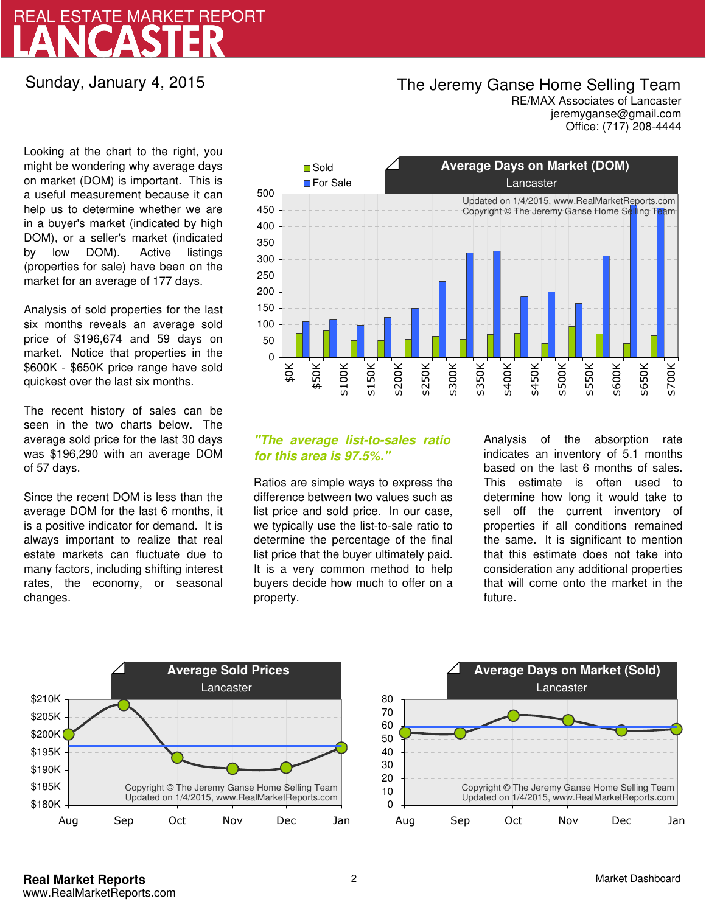# REAL ESTATE MARKET REPORT
# LANCASTER

Sunday, January 4, 2015

**The Jeremy Ganse Home Selling Team**
RE/MAX Associates of Lancaster
jeremyganse@gmail.com
Office: (717) 208-4444

Looking at the chart to the right, you might be wondering why average days on market (DOM) is important. This is a useful measurement because it can help us to determine whether we are in a buyer's market (indicated by high DOM), or a seller's market (indicated by low DOM). Active listings (properties for sale) have been on the market for an average of 177 days.

Analysis of sold properties for the last six months reveals an average sold price of $196,674 and 59 days on market. Notice that properties in the $600K - $650K price range have sold quickest over the last six months.

The recent history of sales can be seen in the two charts below. The average sold price for the last 30 days was $196,290 with an average DOM of 57 days.

Since the recent DOM is less than the average DOM for the last 6 months, it is a positive indicator for demand. It is always important to realize that real estate markets can fluctuate due to many factors, including shifting interest rates, the economy, or seasonal changes.

***"The average list-to-sales ratio for this area is 97.5%."***

Ratios are simple ways to express the difference between two values such as list price and sold price. In our case, we typically use the list-to-sale ratio to determine the percentage of the final list price that the buyer ultimately paid. It is a very common method to help buyers decide how much to offer on a property.

Analysis of the absorption rate indicates an inventory of 5.1 months based on the last 6 months of sales. This estimate is often used to determine how long it would take to sell off the current inventory of properties if all conditions remained the same. It is significant to mention that this estimate does not take into consideration any additional properties that will come onto the market in the future.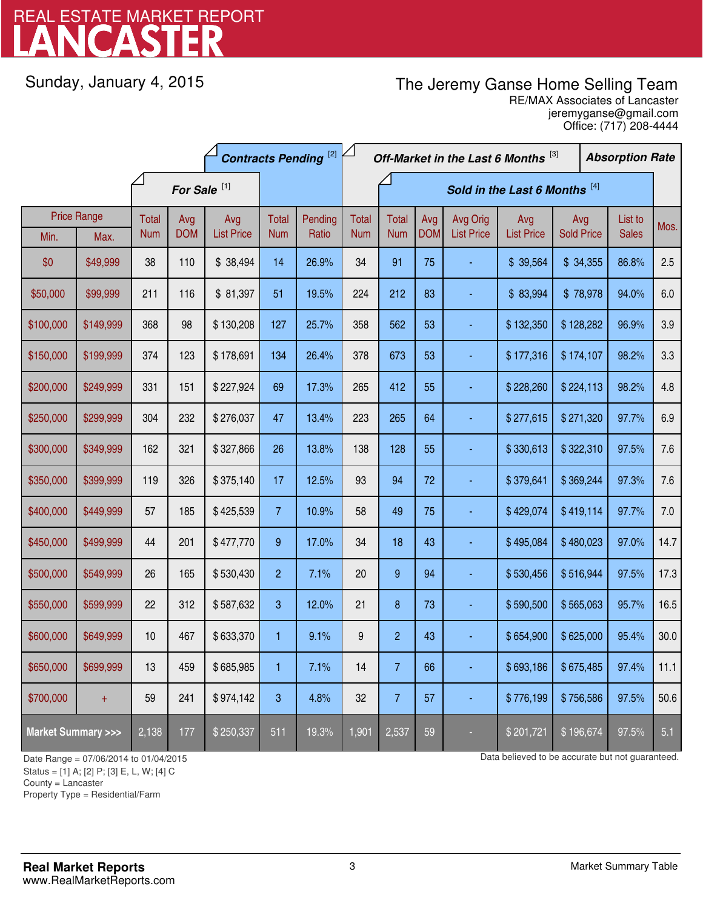# REAL ESTATE MARKET REPORT
# LANCASTER

Sunday, January 4, 2015

The Jeremy Ganse Home Selling Team
RE/MAX Associates of Lancaster
jeremyganse@gmail.com
Office: (717) 208-4444

| Price Range | | For Sale [1] | | | Contracts Pending [2] | | Off-Market in the Last 6 Months [3] | Sold in the Last 6 Months [4] | | | | | | Absorption Rate |
|---|---|---|---|---|---|---|---|---|---|---|---|---|---|---|
| Min. | Max. | Total Num | Avg DOM | Avg List Price | Total Num | Pending Ratio | Total Num | Total Num | Avg DOM | Avg Orig List Price | Avg List Price | Avg Sold Price | List to Sales | Mos. |
| $0 | $49,999 | 38 | 110 | $ 38,494 | 14 | 26.9% | 34 | 91 | 75 | - | $ 39,564 | $ 34,355 | 86.8% | 2.5 |
| $50,000 | $99,999 | 211 | 116 | $ 81,397 | 51 | 19.5% | 224 | 212 | 83 | - | $ 83,994 | $ 78,978 | 94.0% | 6.0 |
| $100,000 | $149,999 | 368 | 98 | $ 130,208 | 127 | 25.7% | 358 | 562 | 53 | - | $ 132,350 | $ 128,282 | 96.9% | 3.9 |
| $150,000 | $199,999 | 374 | 123 | $ 178,691 | 134 | 26.4% | 378 | 673 | 53 | - | $ 177,316 | $ 174,107 | 98.2% | 3.3 |
| $200,000 | $249,999 | 331 | 151 | $ 227,924 | 69 | 17.3% | 265 | 412 | 55 | - | $ 228,260 | $ 224,113 | 98.2% | 4.8 |
| $250,000 | $299,999 | 304 | 232 | $ 276,037 | 47 | 13.4% | 223 | 265 | 64 | - | $ 277,615 | $ 271,320 | 97.7% | 6.9 |
| $300,000 | $349,999 | 162 | 321 | $ 327,866 | 26 | 13.8% | 138 | 128 | 55 | - | $ 330,613 | $ 322,310 | 97.5% | 7.6 |
| $350,000 | $399,999 | 119 | 326 | $ 375,140 | 17 | 12.5% | 93 | 94 | 72 | - | $ 379,641 | $ 369,244 | 97.3% | 7.6 |
| $400,000 | $449,999 | 57 | 185 | $ 425,539 | 7 | 10.9% | 58 | 49 | 75 | - | $ 429,074 | $ 419,114 | 97.7% | 7.0 |
| $450,000 | $499,999 | 44 | 201 | $ 477,770 | 9 | 17.0% | 34 | 18 | 43 | - | $ 495,084 | $ 480,023 | 97.0% | 14.7 |
| $500,000 | $549,999 | 26 | 165 | $ 530,430 | 2 | 7.1% | 20 | 9 | 94 | - | $ 530,456 | $ 516,944 | 97.5% | 17.3 |
| $550,000 | $599,999 | 22 | 312 | $ 587,632 | 3 | 12.0% | 21 | 8 | 73 | - | $ 590,500 | $ 565,063 | 95.7% | 16.5 |
| $600,000 | $649,999 | 10 | 467 | $ 633,370 | 1 | 9.1% | 9 | 2 | 43 | - | $ 654,900 | $ 625,000 | 95.4% | 30.0 |
| $650,000 | $699,999 | 13 | 459 | $ 685,985 | 1 | 7.1% | 14 | 7 | 66 | - | $ 693,186 | $ 675,485 | 97.4% | 11.1 |
| $700,000 | + | 59 | 241 | $ 974,142 | 3 | 4.8% | 32 | 7 | 57 | - | $ 776,199 | $ 756,586 | 97.5% | 50.6 |
| Market Summary >>> | | 2,138 | 177 | $ 250,337 | 511 | 19.3% | 1,901 | 2,537 | 59 | - | $ 201,721 | $ 196,674 | 97.5% | 5.1 |

Date Range = 07/06/2014 to 01/04/2015
Status = [1] A; [2] P; [3] E, L, W; [4] C
County = Lancaster
Property Type = Residential/Farm

Data believed to be accurate but not guaranteed.

**Real Market Reports**
www.RealMarketReports.com

Market Summary Table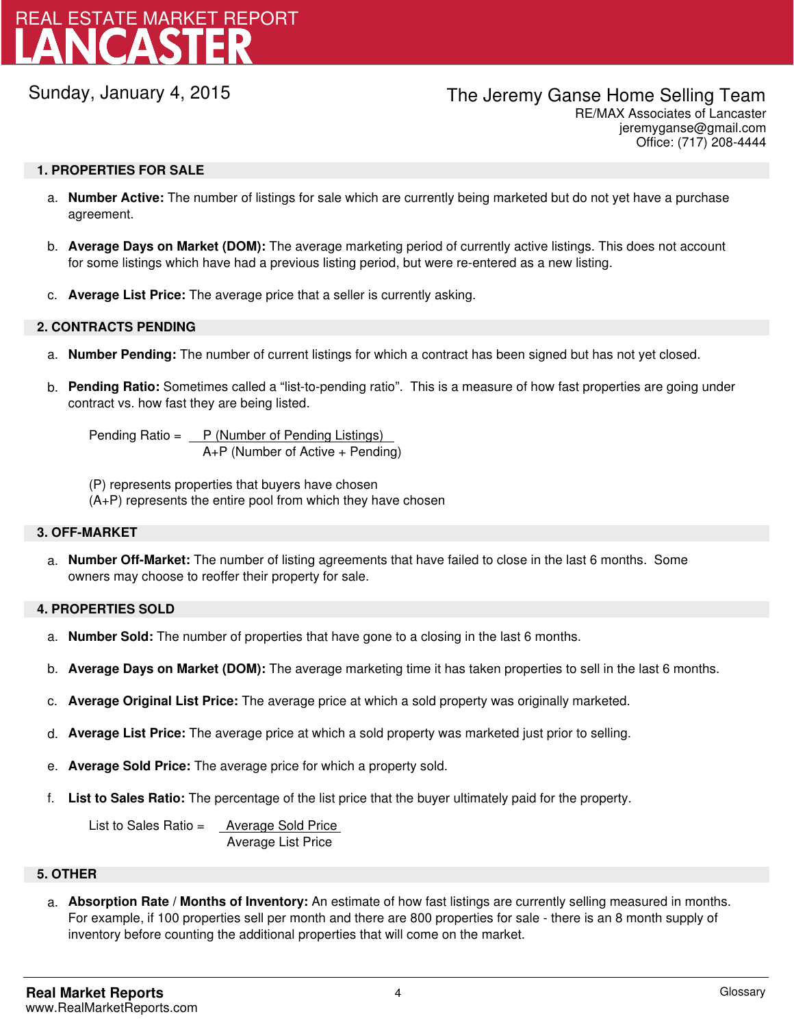# LANCASTER REAL ESTATE MARKET REPORT

Sunday, January 4, 2015

The Jeremy Ganse Home Selling Team
RE/MAX Associates of Lancaster
jeremyganse@gmail.com
Office: (717) 208-4444

## 1. PROPERTIES FOR SALE

a. **Number Active:** The number of listings for sale which are currently being marketed but do not yet have a purchase agreement.

b. **Average Days on Market (DOM):** The average marketing period of currently active listings. This does not account for some listings which have had a previous listing period, but were re-entered as a new listing.

c. **Average List Price:** The average price that a seller is currently asking.

## 2. CONTRACTS PENDING

a. **Number Pending:** The number of current listings for which a contract has been signed but has not yet closed.

b. **Pending Ratio:** Sometimes called a "list-to-pending ratio". This is a measure of how fast properties are going under contract vs. how fast they are being listed.

$$\text{Pending Ratio} = \frac{\text{P (Number of Pending Listings)}}{\text{A+P (Number of Active + Pending)}}$$

(P) represents properties that buyers have chosen
(A+P) represents the entire pool from which they have chosen

## 3. OFF-MARKET

a. **Number Off-Market:** The number of listing agreements that have failed to close in the last 6 months. Some owners may choose to reoffer their property for sale.

## 4. PROPERTIES SOLD

a. **Number Sold:** The number of properties that have gone to a closing in the last 6 months.

b. **Average Days on Market (DOM):** The average marketing time it has taken properties to sell in the last 6 months.

c. **Average Original List Price:** The average price at which a sold property was originally marketed.

d. **Average List Price:** The average price at which a sold property was marketed just prior to selling.

e. **Average Sold Price:** The average price for which a property sold.

f. **List to Sales Ratio:** The percentage of the list price that the buyer ultimately paid for the property.

$$\text{List to Sales Ratio} = \frac{\text{Average Sold Price}}{\text{Average List Price}}$$

## 5. OTHER

a. **Absorption Rate / Months of Inventory:** An estimate of how fast listings are currently selling measured in months. For example, if 100 properties sell per month and there are 800 properties for sale - there is an 8 month supply of inventory before counting the additional properties that will come on the market.